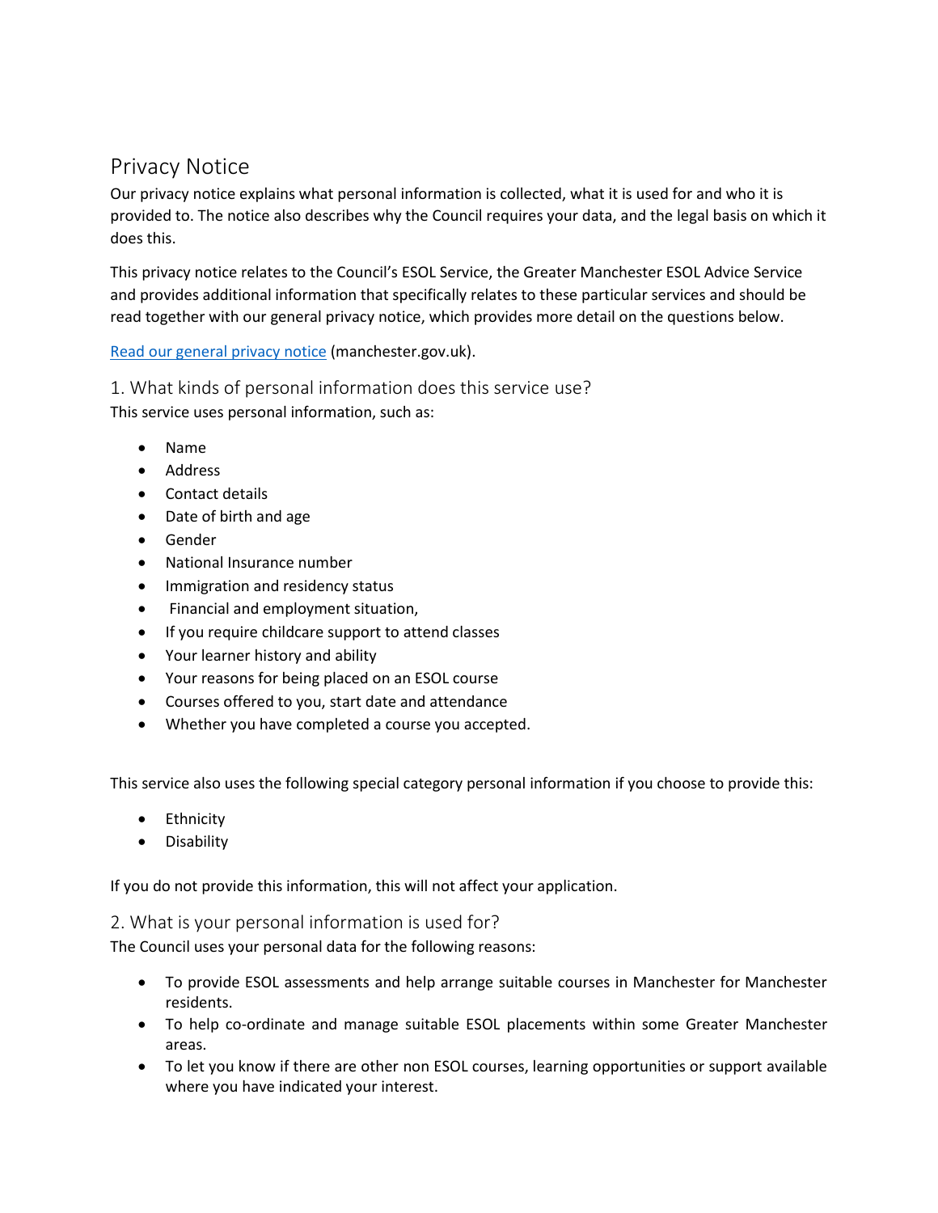# Privacy Notice

Our privacy notice explains what personal information is collected, what it is used for and who it is provided to. The notice also describes why the Council requires your data, and the legal basis on which it does this.

This privacy notice relates to the Council's ESOL Service, the Greater Manchester ESOL Advice Service and provides additional information that specifically relates to these particular services and should be read together with our general privacy notice, which provides more detail on the questions below.

[Read our general privacy notice](manchester.gov.uk) (manchester.gov.uk).

## 1. What kinds of personal information does this service use?

This service uses personal information, such as:

- Name
- Address
- Contact details
- Date of birth and age
- Gender
- National Insurance number
- Immigration and residency status
- Financial and employment situation,
- If you require childcare support to attend classes
- Your learner history and ability
- Your reasons for being placed on an ESOL course
- Courses offered to you, start date and attendance
- Whether you have completed a course you accepted.

This service also uses the following special category personal information if you choose to provide this:

- Ethnicity
- Disability

If you do not provide this information, this will not affect your application.

## 2. What is your personal information is used for?

The Council uses your personal data for the following reasons:

- To provide ESOL assessments and help arrange suitable courses in Manchester for Manchester residents.
- To help co-ordinate and manage suitable ESOL placements within some Greater Manchester areas.
- To let you know if there are other non ESOL courses, learning opportunities or support available where you have indicated your interest.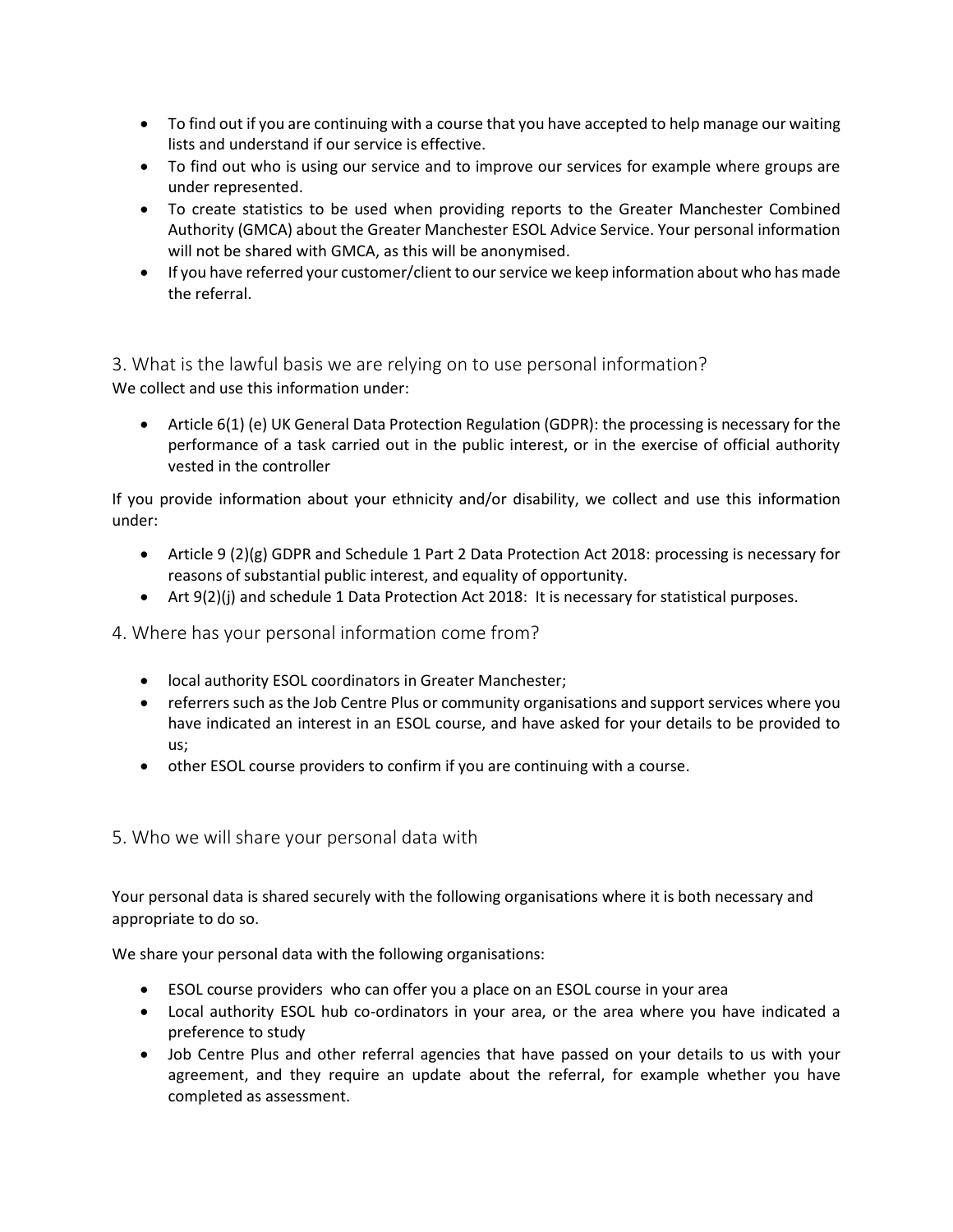- To find out if you are continuing with a course that you have accepted to help manage our waiting lists and understand if our service is effective.
- To find out who is using our service and to improve our services for example where groups are under represented.
- To create statistics to be used when providing reports to the Greater Manchester Combined Authority (GMCA) about the Greater Manchester ESOL Advice Service. Your personal information will not be shared with GMCA, as this will be anonymised.
- If you have referred your customer/client to our service we keep information about who has made the referral.

## 3. What is the lawful basis we are relying on to use personal information?

We collect and use this information under:

- Article 6(1) (e) UK General Data Protection Regulation (GDPR): the processing is necessary for the performance of a task carried out in the public interest, or in the exercise of official authority vested in the controller

If you provide information about your ethnicity and/or disability, we collect and use this information under:

- Article 9 (2)(g) GDPR and Schedule 1 Part 2 Data Protection Act 2018: processing is necessary for reasons of substantial public interest, and equality of opportunity.
- Art 9(2)(j) and schedule 1 Data Protection Act 2018: It is necessary for statistical purposes.

## 4. Where has your personal information come from?

- local authority ESOL coordinators in Greater Manchester;
- referrers such as the Job Centre Plus or community organisations and support services where you have indicated an interest in an ESOL course, and have asked for your details to be provided to us;
- other ESOL course providers to confirm if you are continuing with a course.

## 5. Who we will share your personal data with

Your personal data is shared securely with the following organisations where it is both necessary and appropriate to do so.

We share your personal data with the following organisations:

- ESOL course providers who can offer you a place on an ESOL course in your area
- Local authority ESOL hub co-ordinators in your area, or the area where you have indicated a preference to study
- Job Centre Plus and other referral agencies that have passed on your details to us with your agreement, and they require an update about the referral, for example whether you have completed as assessment.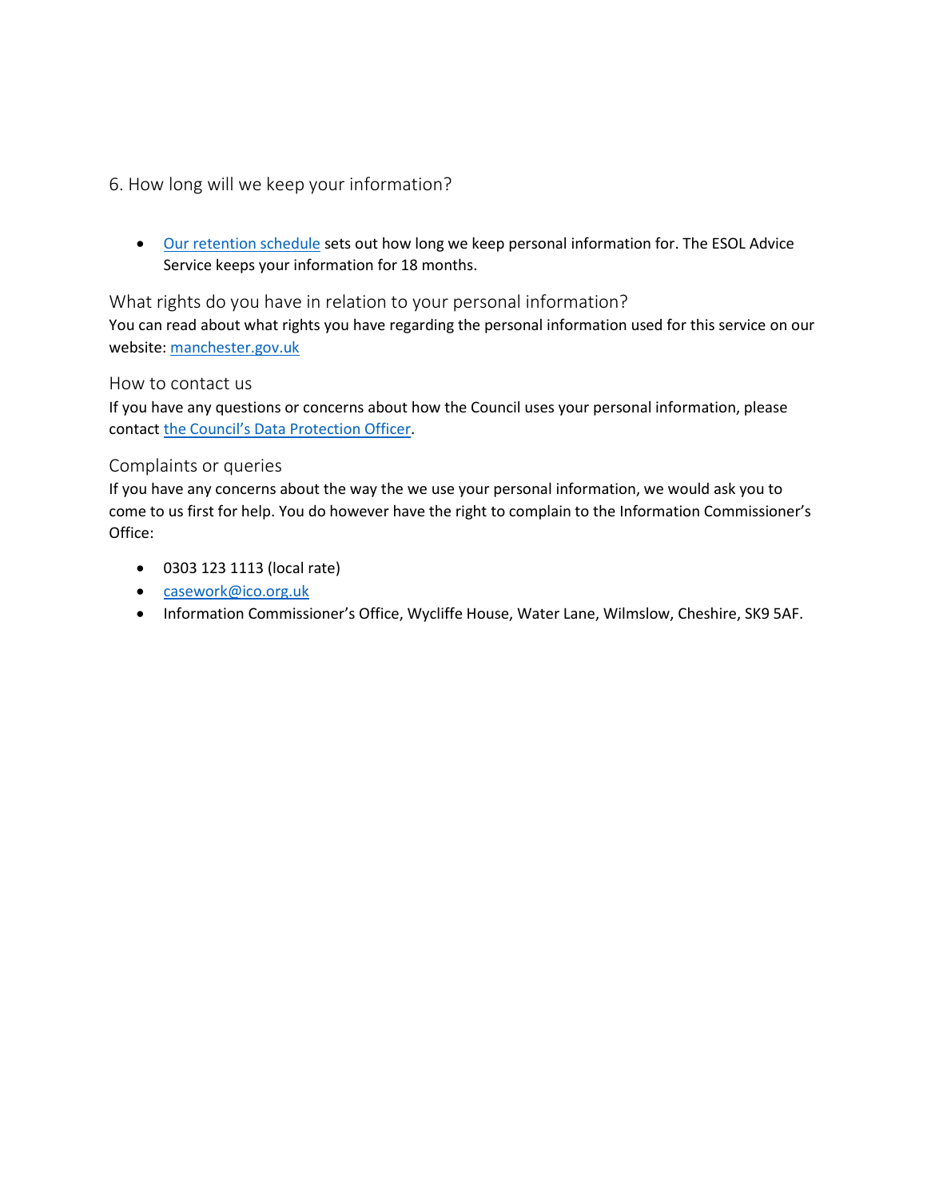## 6. How long will we keep your information?

- Our retention schedule sets out how long we keep personal information for. The ESOL Advice Service keeps your information for 18 months.

### What rights do you have in relation to your personal information?

You can read about what rights you have regarding the personal information used for this service on our website: manchester.gov.uk

### How to contact us

If you have any questions or concerns about how the Council uses your personal information, please contact the Council's Data Protection Officer.

### Complaints or queries

If you have any concerns about the way the we use your personal information, we would ask you to come to us first for help. You do however have the right to complain to the Information Commissioner's Office:

- 0303 123 1113 (local rate)
- casework@ico.org.uk
- Information Commissioner's Office, Wycliffe House, Water Lane, Wilmslow, Cheshire, SK9 5AF.